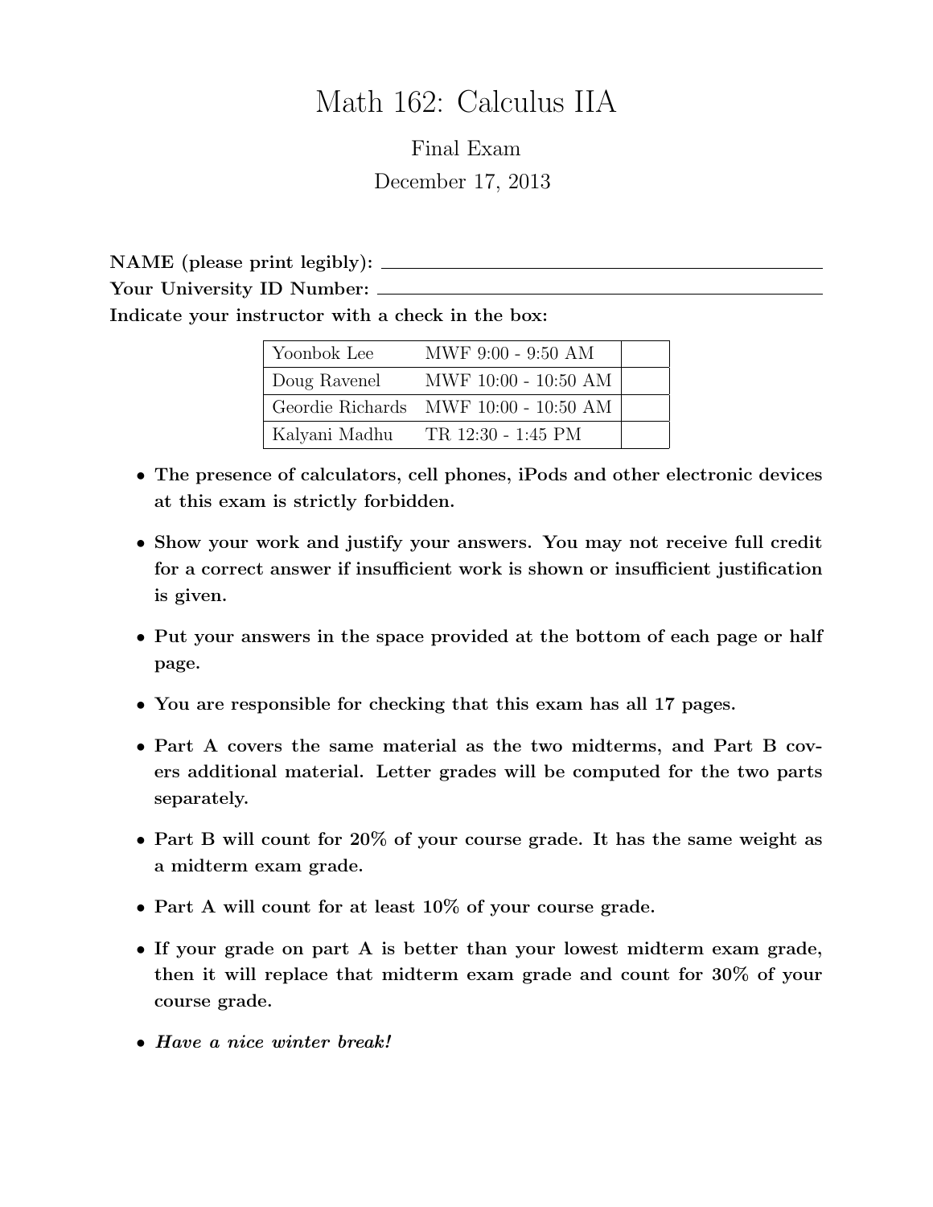# Math 162: Calculus IIA

Final Exam

December 17, 2013

**NAME (please print legibly):** ______________________________

**Your University ID Number:** ______________________________

**Indicate your instructor with a check in the box:**

| | | |
|---|---|---|
| Yoonbok Lee | MWF 9:00 - 9:50 AM | |
| Doug Ravenel | MWF 10:00 - 10:50 AM | |
| Geordie Richards | MWF 10:00 - 10:50 AM | |
| Kalyani Madhu | TR 12:30 - 1:45 PM | |

- **The presence of calculators, cell phones, iPods and other electronic devices at this exam is strictly forbidden.**
- **Show your work and justify your answers. You may not receive full credit for a correct answer if insufficient work is shown or insufficient justification is given.**
- **Put your answers in the space provided at the bottom of each page or half page.**
- **You are responsible for checking that this exam has all 17 pages.**
- **Part A covers the same material as the two midterms, and Part B covers additional material. Letter grades will be computed for the two parts separately.**
- **Part B will count for 20% of your course grade. It has the same weight as a midterm exam grade.**
- **Part A will count for at least 10% of your course grade.**
- **If your grade on part A is better than your lowest midterm exam grade, then it will replace that midterm exam grade and count for 30% of your course grade.**
- ***Have a nice winter break!***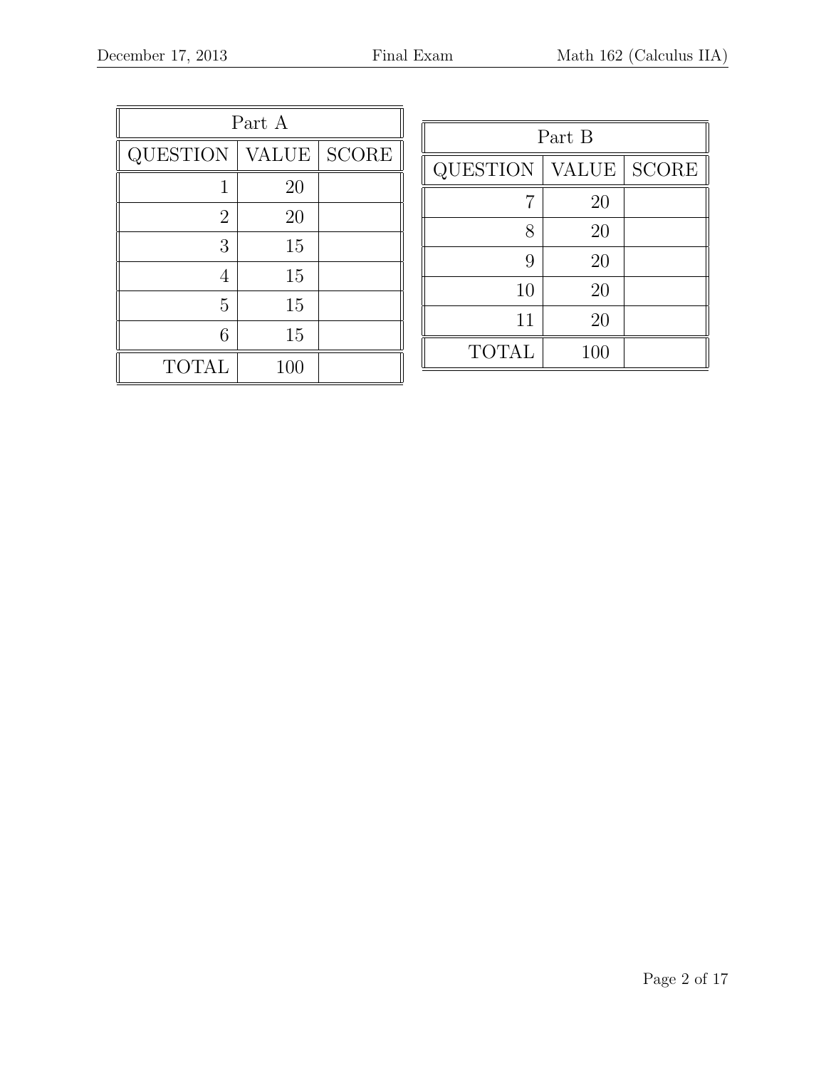| Part A | | |
|---|---|---|
| QUESTION | VALUE | SCORE |
| 1 | 20 | |
| 2 | 20 | |
| 3 | 15 | |
| 4 | 15 | |
| 5 | 15 | |
| 6 | 15 | |
| TOTAL | 100 | |

| Part B | | |
|---|---|---|
| QUESTION | VALUE | SCORE |
| 7 | 20 | |
| 8 | 20 | |
| 9 | 20 | |
| 10 | 20 | |
| 11 | 20 | |
| TOTAL | 100 | |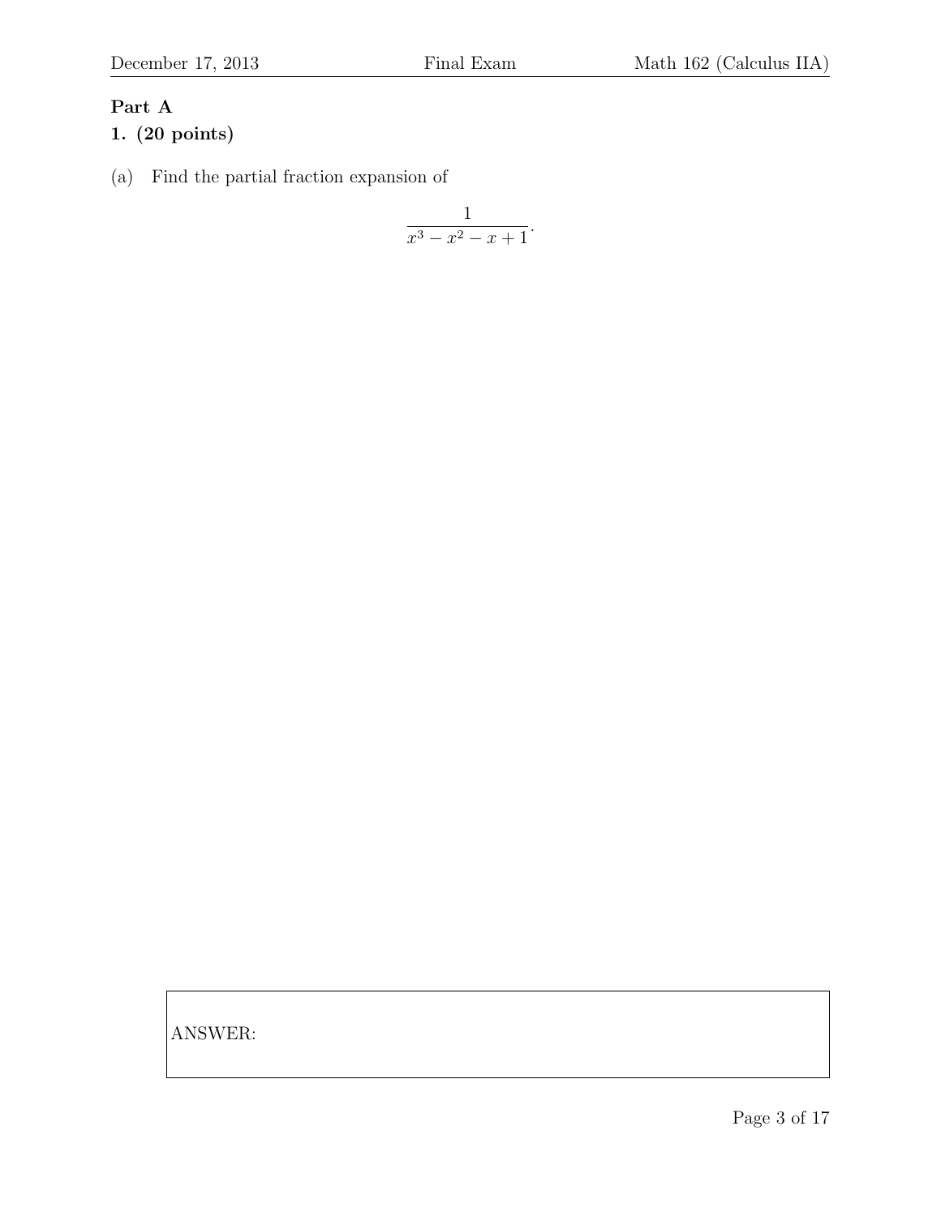**Part A**

**1. (20 points)**

(a) Find the partial fraction expansion of

$$\frac{1}{x^3 - x^2 - x + 1}.$$

ANSWER: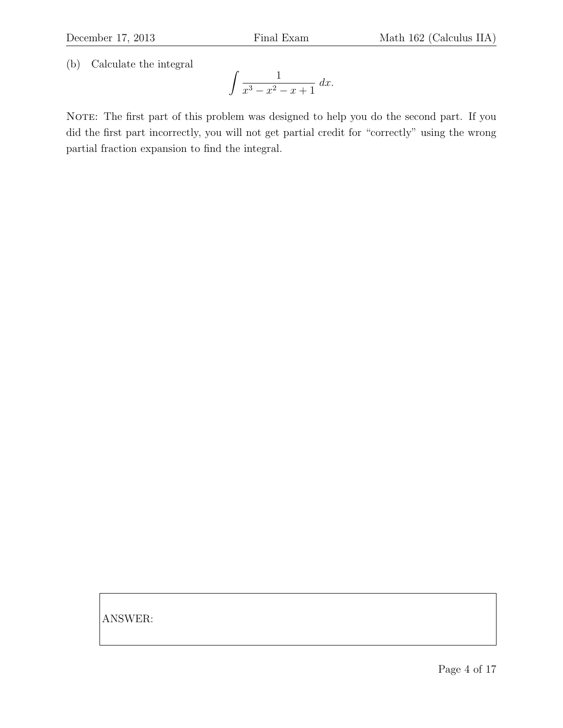(b) Calculate the integral

$$\int \frac{1}{x^3 - x^2 - x + 1}\, dx.$$

Note: The first part of this problem was designed to help you do the second part. If you did the first part incorrectly, you will not get partial credit for "correctly" using the wrong partial fraction expansion to find the integral.

ANSWER: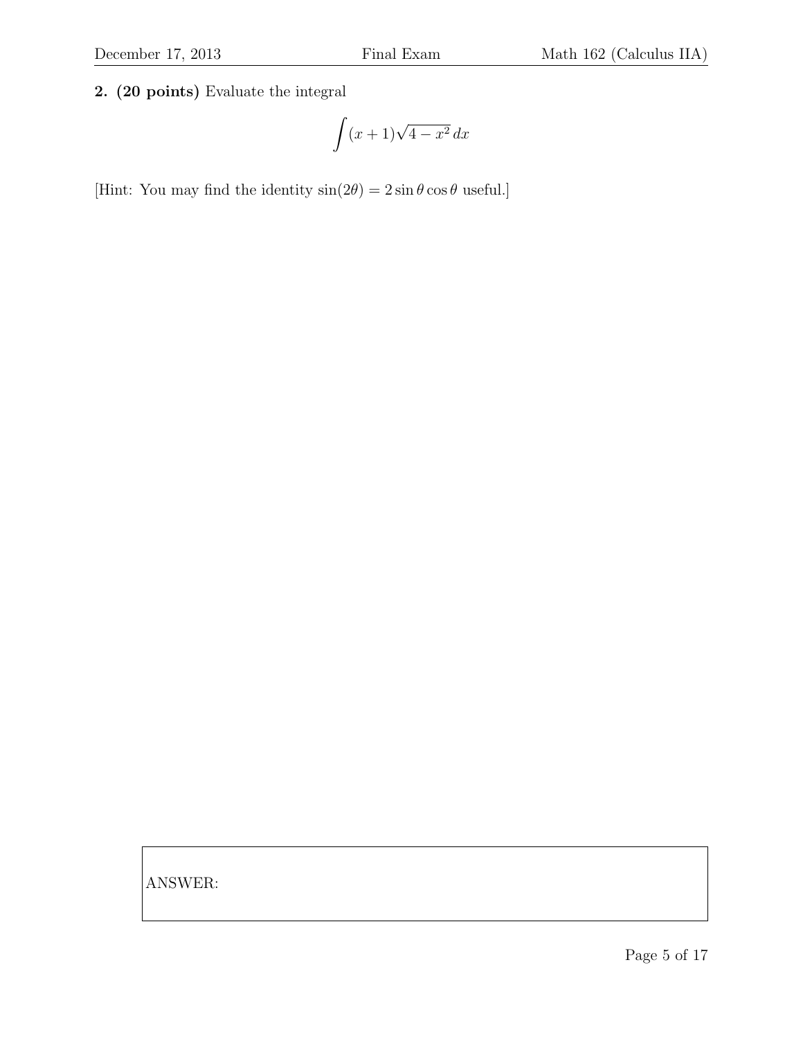**2. (20 points)** Evaluate the integral

$$\int (x+1)\sqrt{4-x^2}\,dx$$

[Hint: You may find the identity $\sin(2\theta) = 2\sin\theta\cos\theta$ useful.]

ANSWER: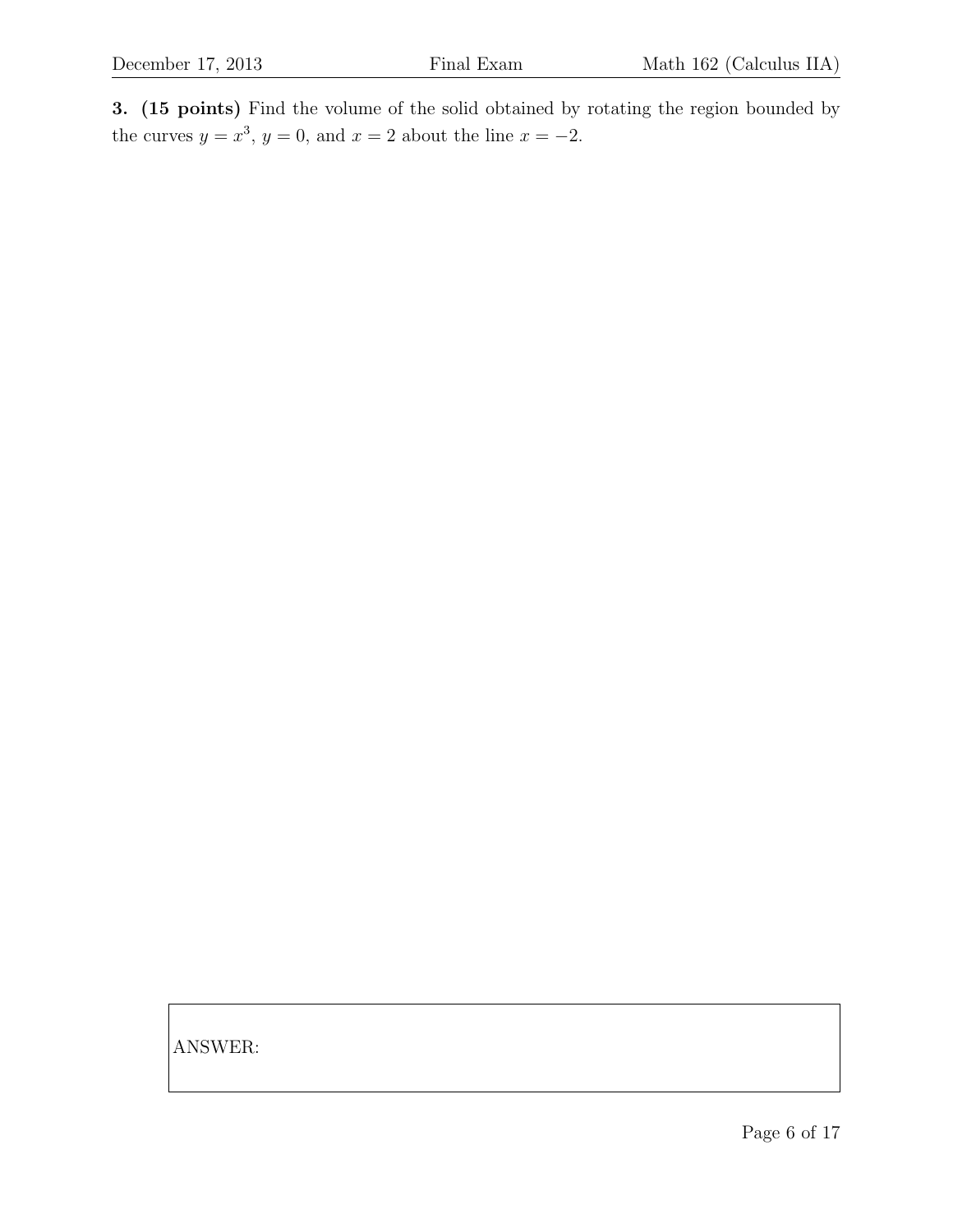**3. (15 points)** Find the volume of the solid obtained by rotating the region bounded by the curves $y = x^3$, $y = 0$, and $x = 2$ about the line $x = -2$.

ANSWER: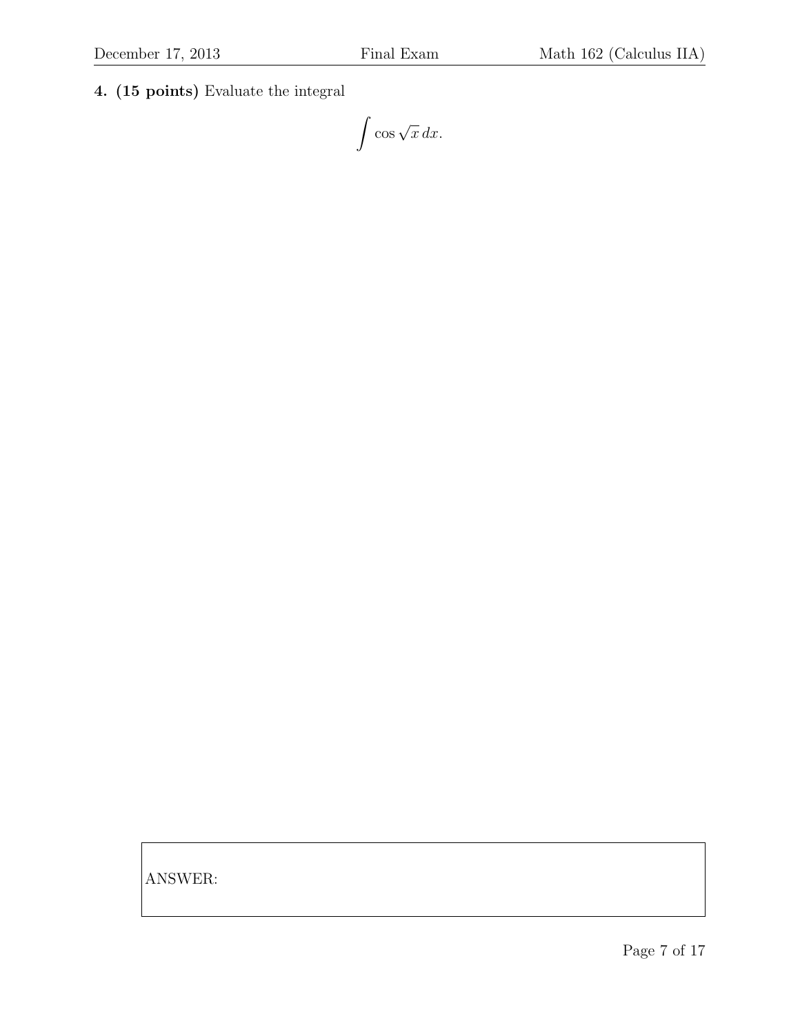**4. (15 points)** Evaluate the integral

$$\int \cos \sqrt{x}\, dx.$$

ANSWER: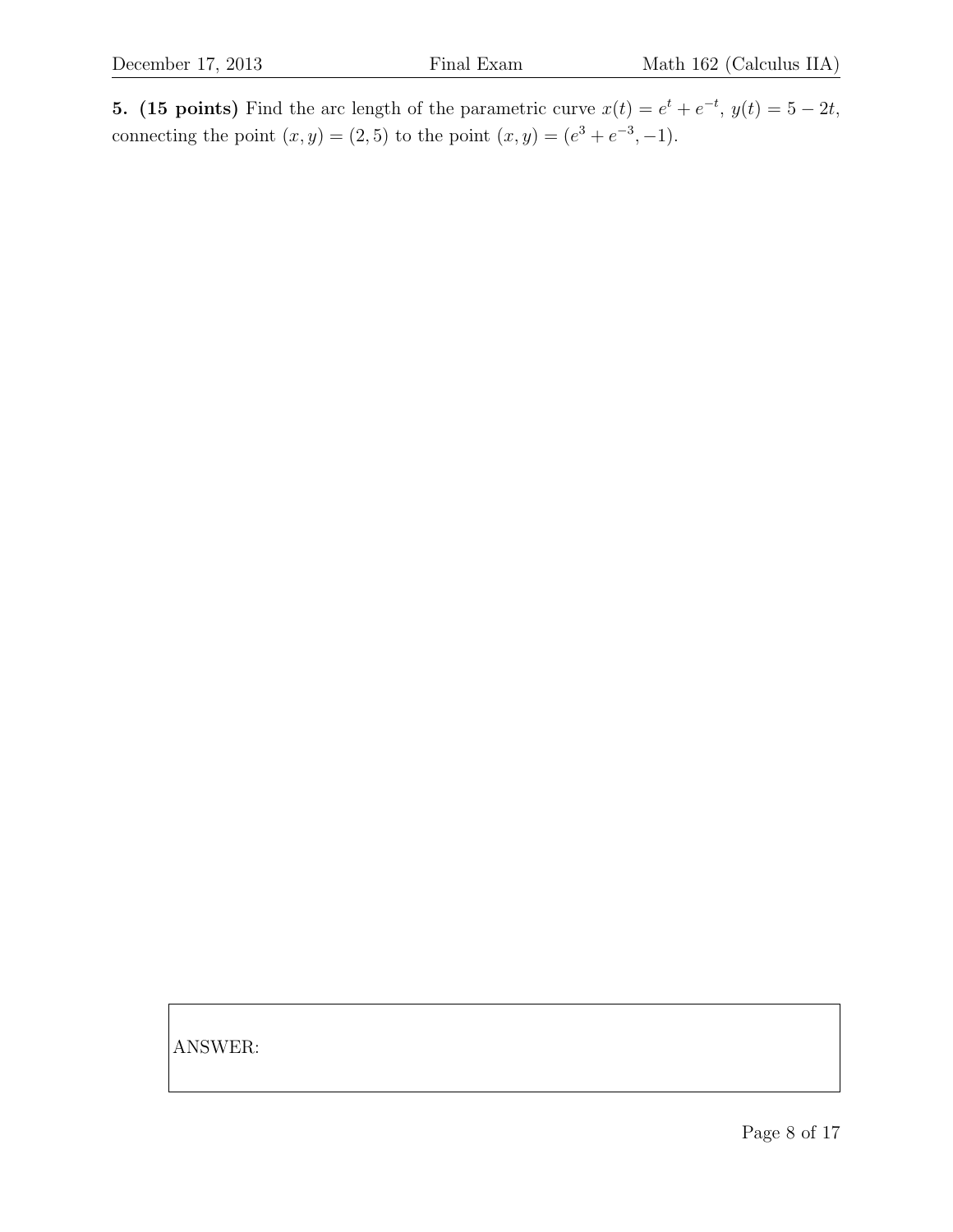**5. (15 points)** Find the arc length of the parametric curve $x(t) = e^t + e^{-t}$, $y(t) = 5 - 2t$, connecting the point $(x, y) = (2, 5)$ to the point $(x, y) = (e^3 + e^{-3}, -1)$.

ANSWER: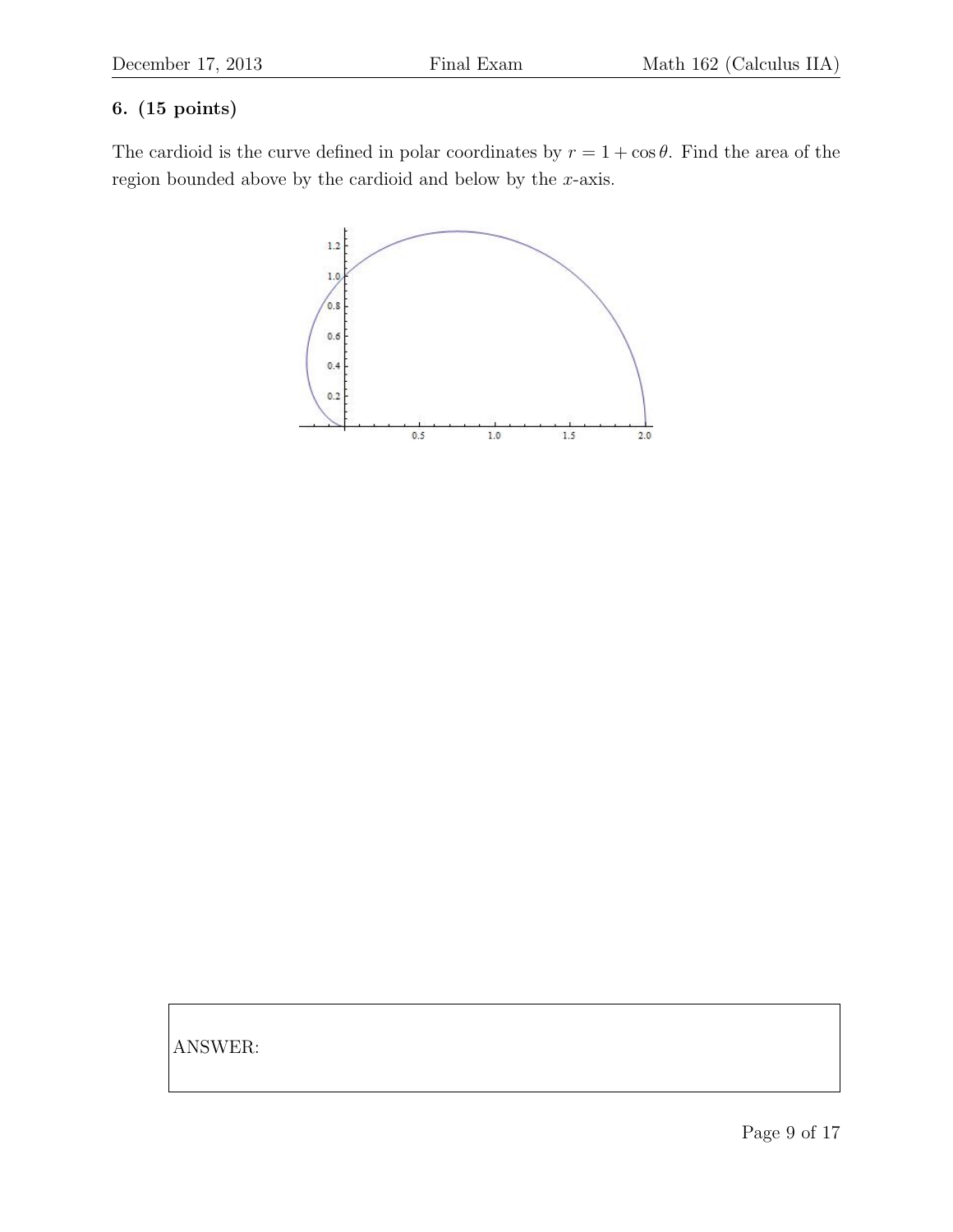**6. (15 points)**

The cardioid is the curve defined in polar coordinates by $r = 1 + \cos\theta$. Find the area of the region bounded above by the cardioid and below by the $x$-axis.

ANSWER: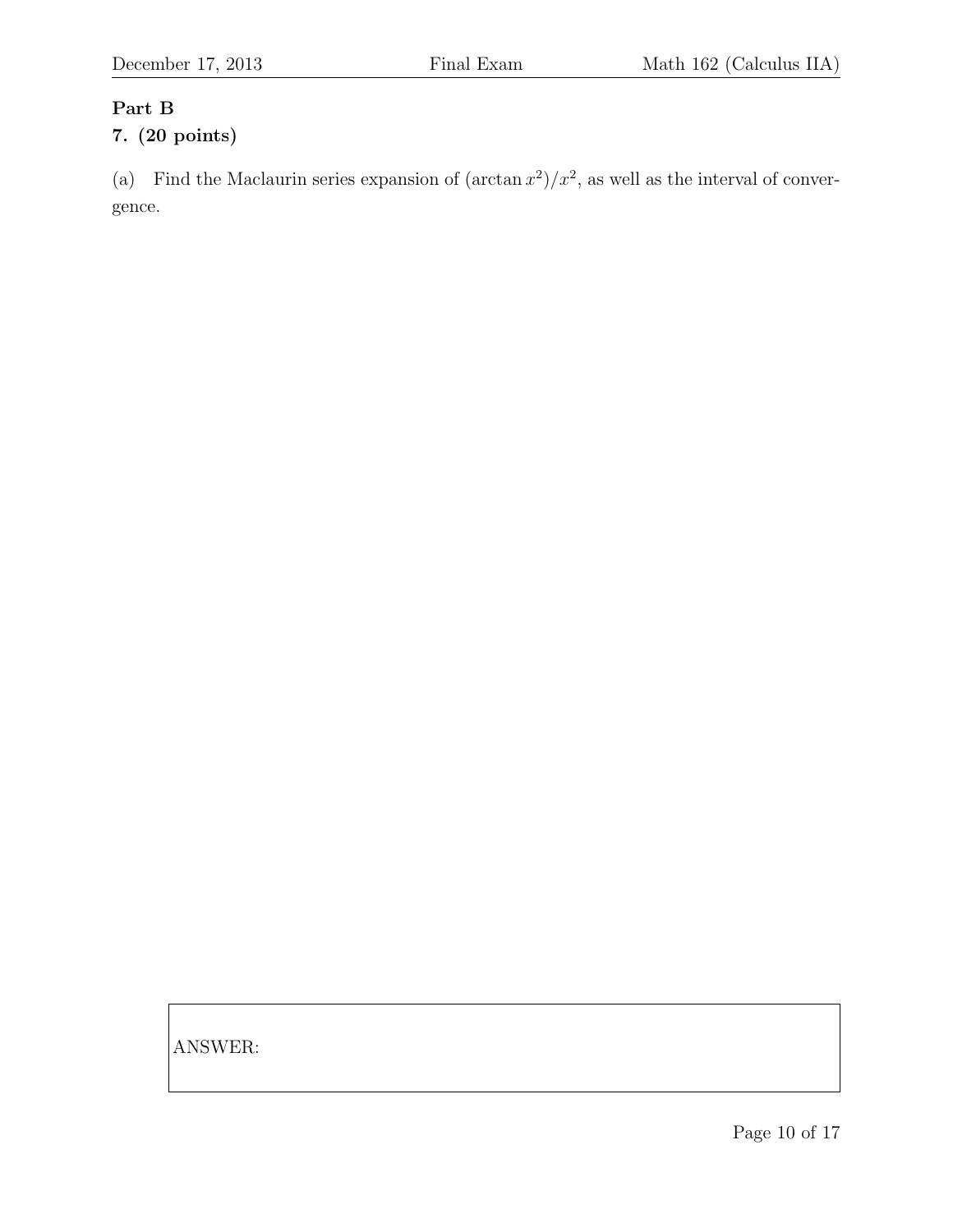## Part B

### 7. (20 points)

(a) Find the Maclaurin series expansion of $(\arctan x^2)/x^2$, as well as the interval of convergence.

ANSWER: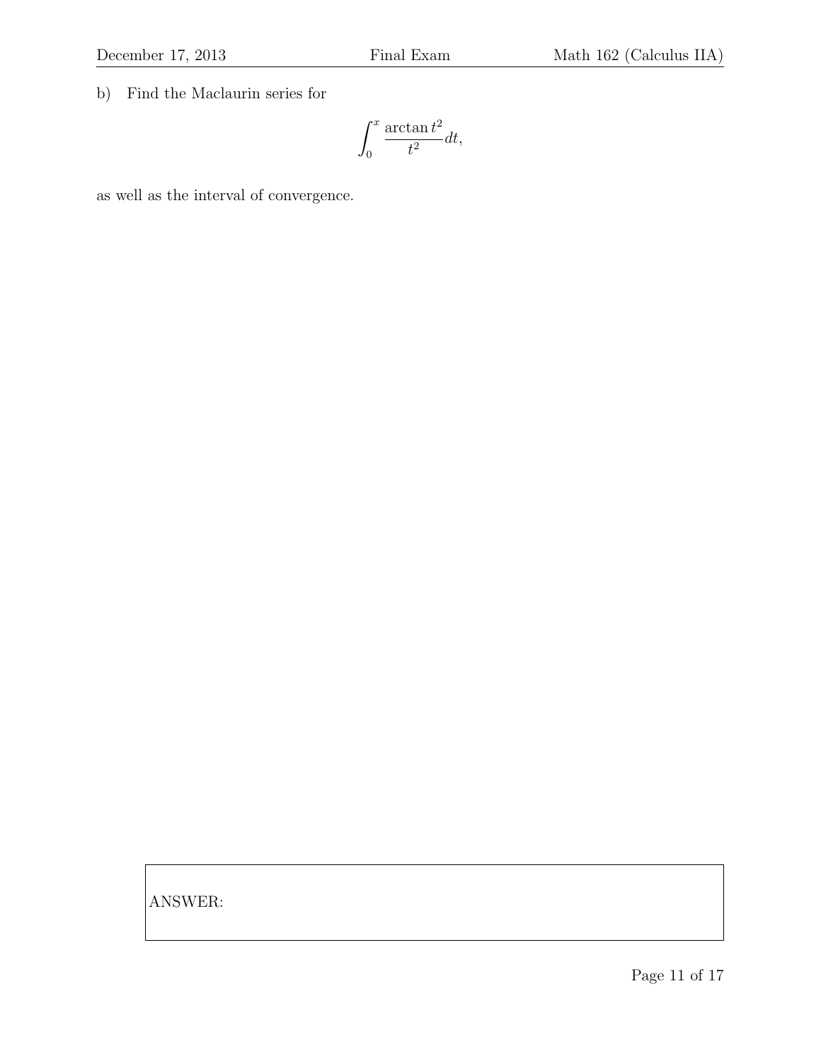b) Find the Maclaurin series for

$$\int_0^x \frac{\arctan t^2}{t^2} dt,$$

as well as the interval of convergence.

ANSWER: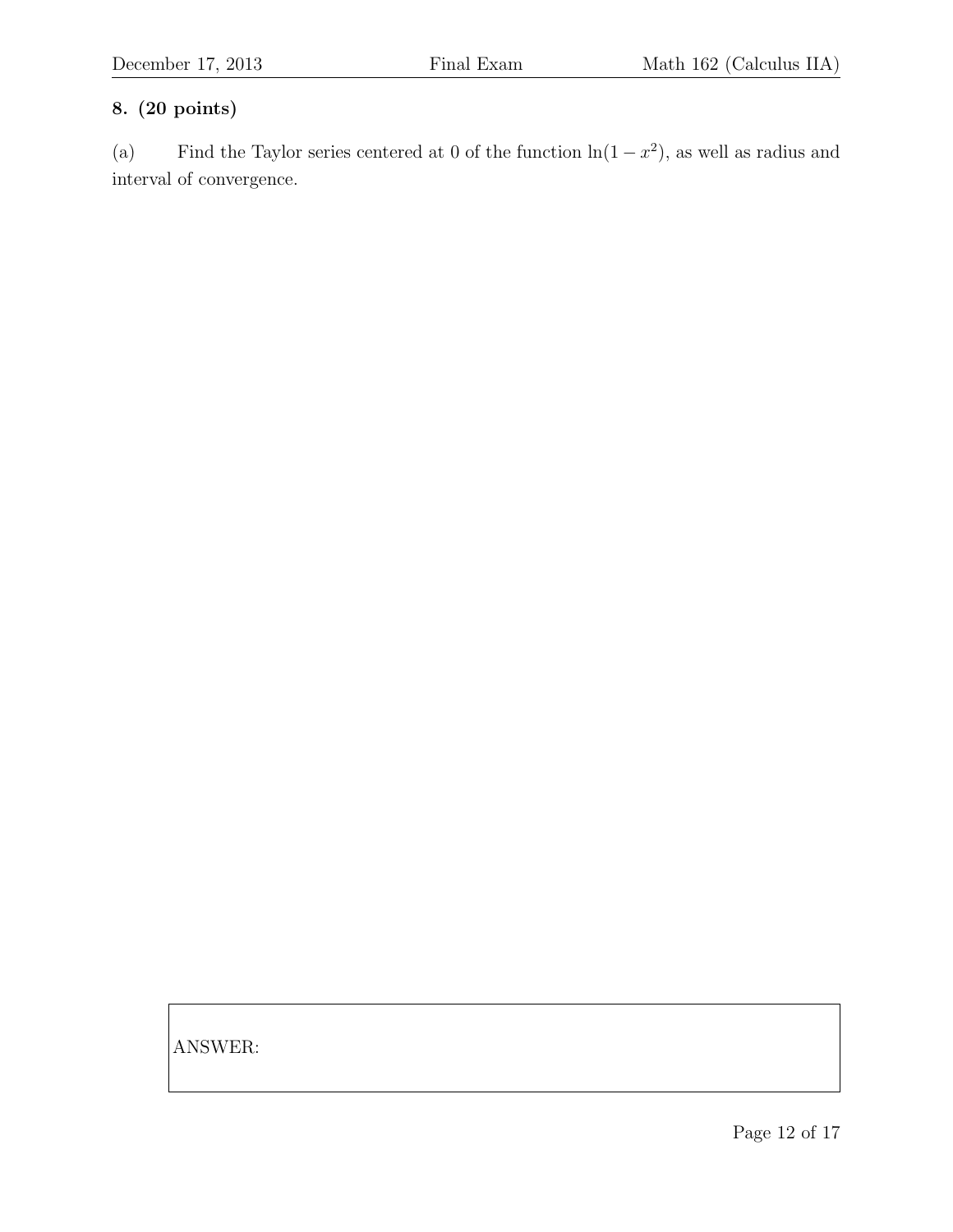**8. (20 points)**

(a) Find the Taylor series centered at 0 of the function $\ln(1-x^2)$, as well as radius and interval of convergence.

ANSWER: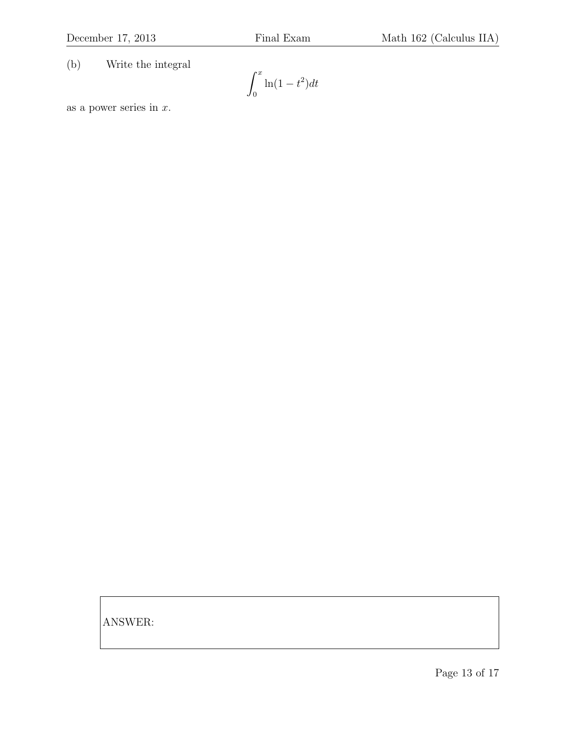(b) Write the integral

$$\int_0^x \ln(1-t^2)dt$$

as a power series in $x$.

ANSWER: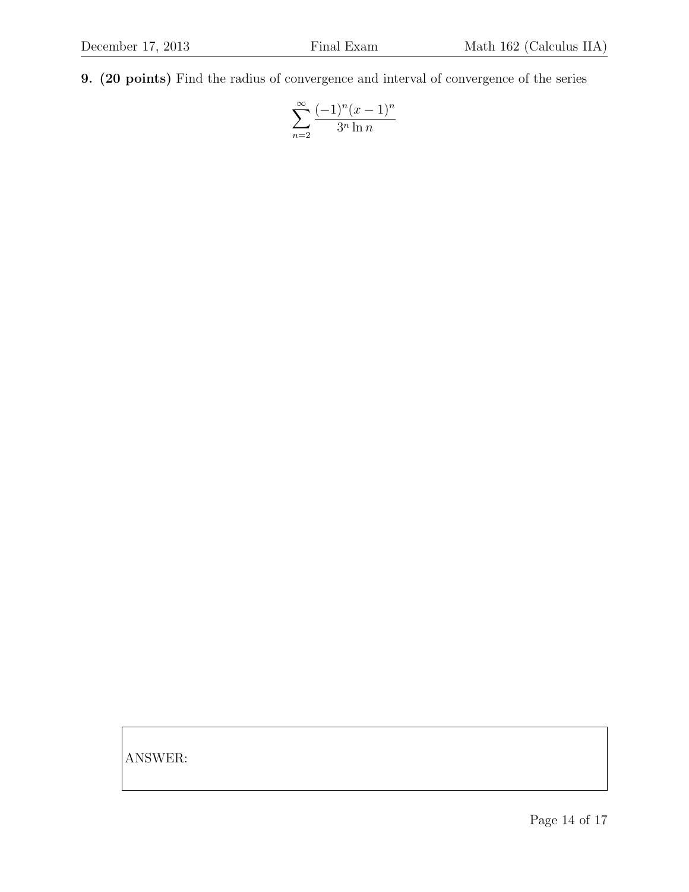**9. (20 points)** Find the radius of convergence and interval of convergence of the series

$$\sum_{n=2}^{\infty} \frac{(-1)^n (x-1)^n}{3^n \ln n}$$

ANSWER: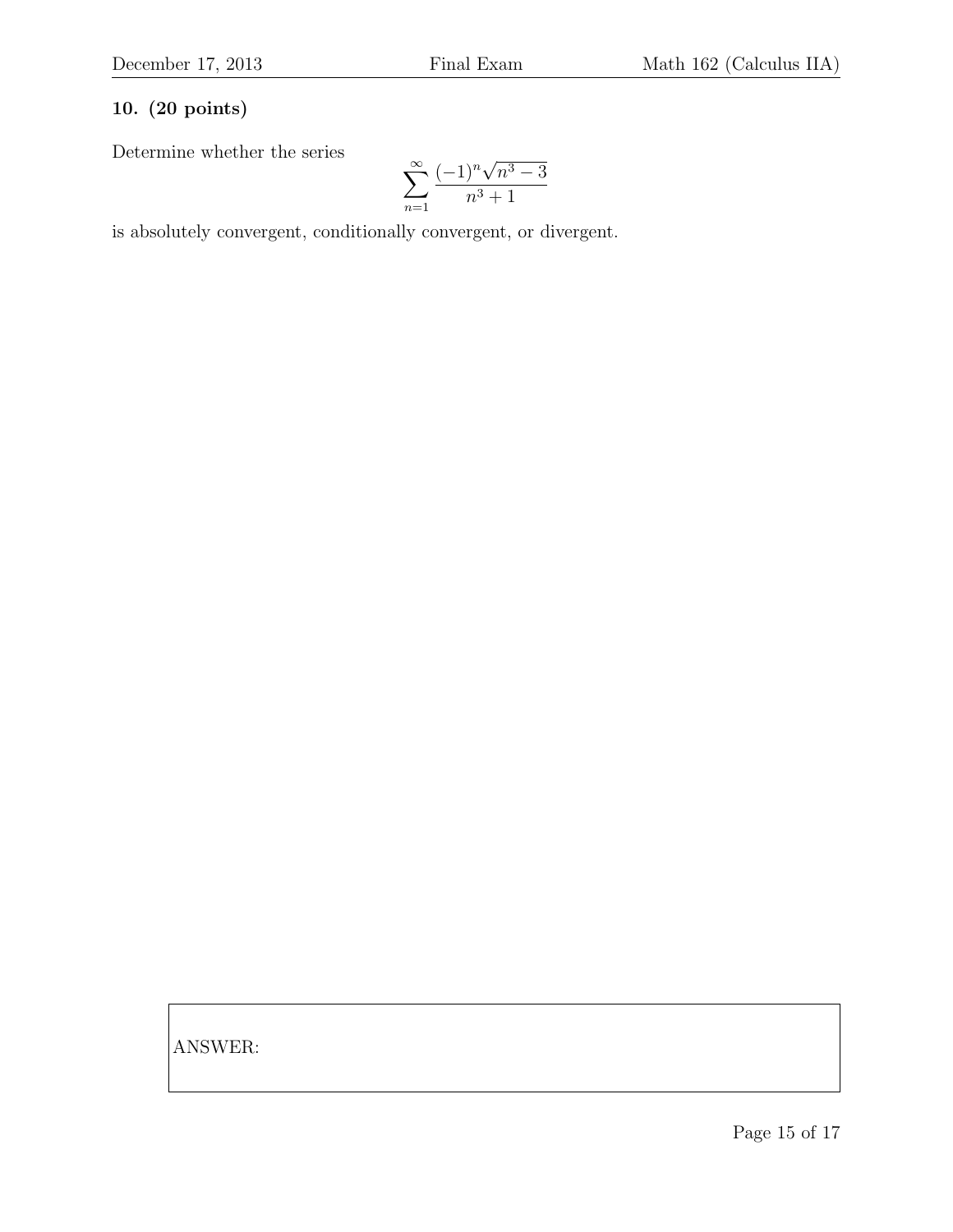**10. (20 points)**

Determine whether the series

$$\sum_{n=1}^{\infty} \frac{(-1)^n \sqrt{n^3 - 3}}{n^3 + 1}$$

is absolutely convergent, conditionally convergent, or divergent.

ANSWER: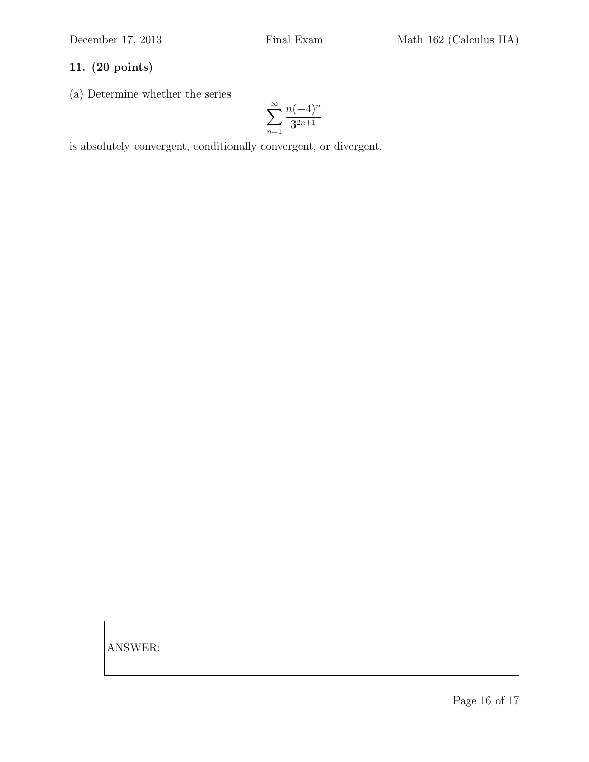**11. (20 points)**

(a) Determine whether the series

$$\sum_{n=1}^{\infty} \frac{n(-4)^n}{3^{2n+1}}$$

is absolutely convergent, conditionally convergent, or divergent.

ANSWER: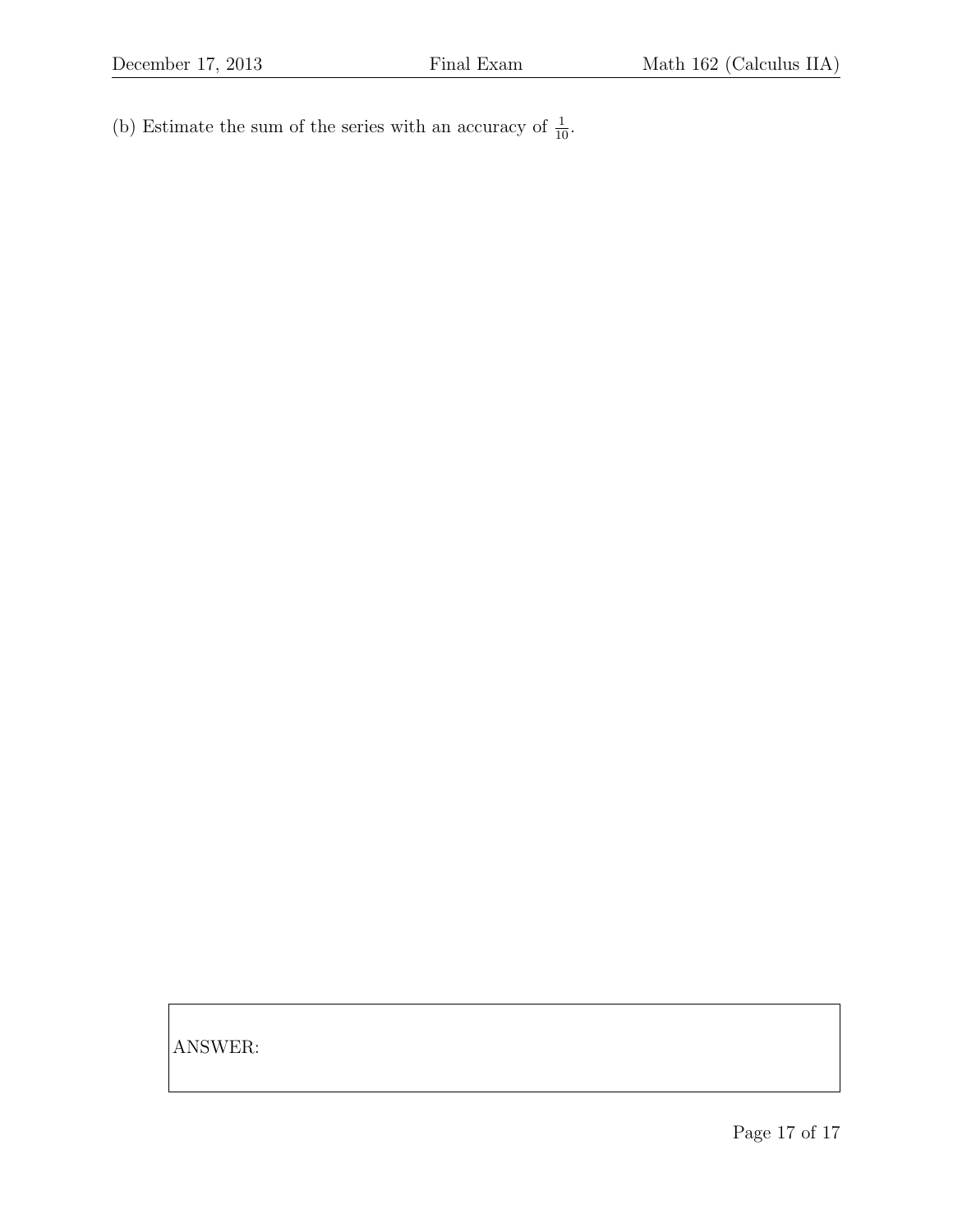(b) Estimate the sum of the series with an accuracy of $\frac{1}{10}$.

ANSWER: